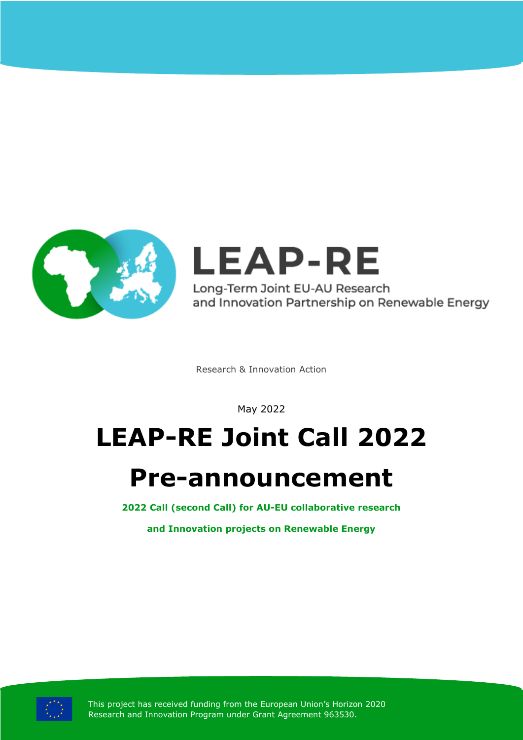LEAP-RE

Long-Term Joint EU-AU Research and Innovation Partnership on Renewable Energy

Research & Innovation Action

May 2022

# LEAP-RE Joint Call 2022

# Pre-announcement

**2022 Call (second Call) for AU-EU collaborative research and Innovation projects on Renewable Energy**

This project has received funding from the European Union's Horizon 2020 Research and Innovation Program under Grant Agreement 963530.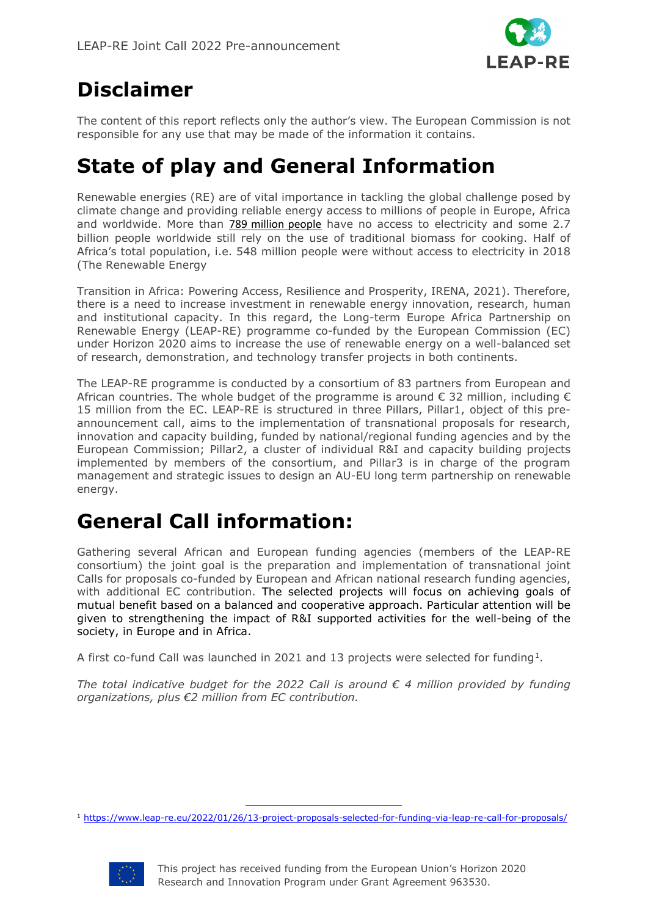# Disclaimer

The content of this report reflects only the author's view. The European Commission is not responsible for any use that may be made of the information it contains.

# State of play and General Information

Renewable energies (RE) are of vital importance in tackling the global challenge posed by climate change and providing reliable energy access to millions of people in Europe, Africa and worldwide. More than 789 million people have no access to electricity and some 2.7 billion people worldwide still rely on the use of traditional biomass for cooking. Half of Africa's total population, i.e. 548 million people were without access to electricity in 2018 (The Renewable Energy

Transition in Africa: Powering Access, Resilience and Prosperity, IRENA, 2021). Therefore, there is a need to increase investment in renewable energy innovation, research, human and institutional capacity. In this regard, the Long-term Europe Africa Partnership on Renewable Energy (LEAP-RE) programme co-funded by the European Commission (EC) under Horizon 2020 aims to increase the use of renewable energy on a well-balanced set of research, demonstration, and technology transfer projects in both continents.

The LEAP-RE programme is conducted by a consortium of 83 partners from European and African countries. The whole budget of the programme is around € 32 million, including € 15 million from the EC. LEAP-RE is structured in three Pillars, Pillar1, object of this pre-announcement call, aims to the implementation of transnational proposals for research, innovation and capacity building, funded by national/regional funding agencies and by the European Commission; Pillar2, a cluster of individual R&I and capacity building projects implemented by members of the consortium, and Pillar3 is in charge of the program management and strategic issues to design an AU-EU long term partnership on renewable energy.

# General Call information:

Gathering several African and European funding agencies (members of the LEAP-RE consortium) the joint goal is the preparation and implementation of transnational joint Calls for proposals co-funded by European and African national research funding agencies, with additional EC contribution. The selected projects will focus on achieving goals of mutual benefit based on a balanced and cooperative approach. Particular attention will be given to strengthening the impact of R&I supported activities for the well-being of the society, in Europe and in Africa.

A first co-fund Call was launched in 2021 and 13 projects were selected for funding[1].

*The total indicative budget for the 2022 Call is around € 4 million provided by funding organizations, plus €2 million from EC contribution.*

[1] https://www.leap-re.eu/2022/01/26/13-project-proposals-selected-for-funding-via-leap-re-call-for-proposals/

This project has received funding from the European Union's Horizon 2020 Research and Innovation Program under Grant Agreement 963530.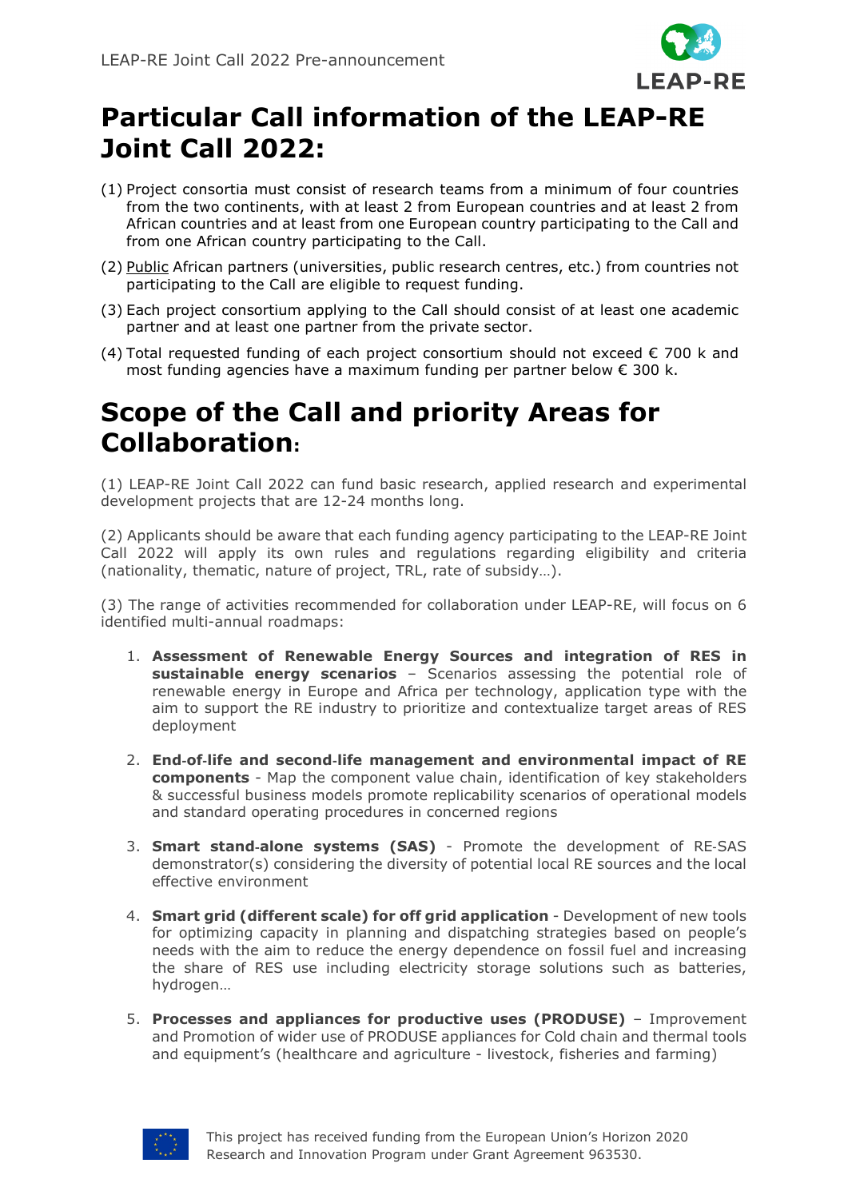# Particular Call information of the LEAP-RE Joint Call 2022:

(1) Project consortia must consist of research teams from a minimum of four countries from the two continents, with at least 2 from European countries and at least 2 from African countries and at least from one European country participating to the Call and from one African country participating to the Call.

(2) Public African partners (universities, public research centres, etc.) from countries not participating to the Call are eligible to request funding.

(3) Each project consortium applying to the Call should consist of at least one academic partner and at least one partner from the private sector.

(4) Total requested funding of each project consortium should not exceed € 700 k and most funding agencies have a maximum funding per partner below € 300 k.

# Scope of the Call and priority Areas for Collaboration:

(1) LEAP-RE Joint Call 2022 can fund basic research, applied research and experimental development projects that are 12-24 months long.

(2) Applicants should be aware that each funding agency participating to the LEAP-RE Joint Call 2022 will apply its own rules and regulations regarding eligibility and criteria (nationality, thematic, nature of project, TRL, rate of subsidy…).

(3) The range of activities recommended for collaboration under LEAP-RE, will focus on 6 identified multi-annual roadmaps:

1. **Assessment of Renewable Energy Sources and integration of RES in sustainable energy scenarios** – Scenarios assessing the potential role of renewable energy in Europe and Africa per technology, application type with the aim to support the RE industry to prioritize and contextualize target areas of RES deployment

2. **End-of-life and second-life management and environmental impact of RE components** - Map the component value chain, identification of key stakeholders & successful business models promote replicability scenarios of operational models and standard operating procedures in concerned regions

3. **Smart stand-alone systems (SAS)** - Promote the development of RE-SAS demonstrator(s) considering the diversity of potential local RE sources and the local effective environment

4. **Smart grid (different scale) for off grid application** - Development of new tools for optimizing capacity in planning and dispatching strategies based on people's needs with the aim to reduce the energy dependence on fossil fuel and increasing the share of RES use including electricity storage solutions such as batteries, hydrogen…

5. **Processes and appliances for productive uses (PRODUSE)** – Improvement and Promotion of wider use of PRODUSE appliances for Cold chain and thermal tools and equipment's (healthcare and agriculture - livestock, fisheries and farming)

This project has received funding from the European Union's Horizon 2020 Research and Innovation Program under Grant Agreement 963530.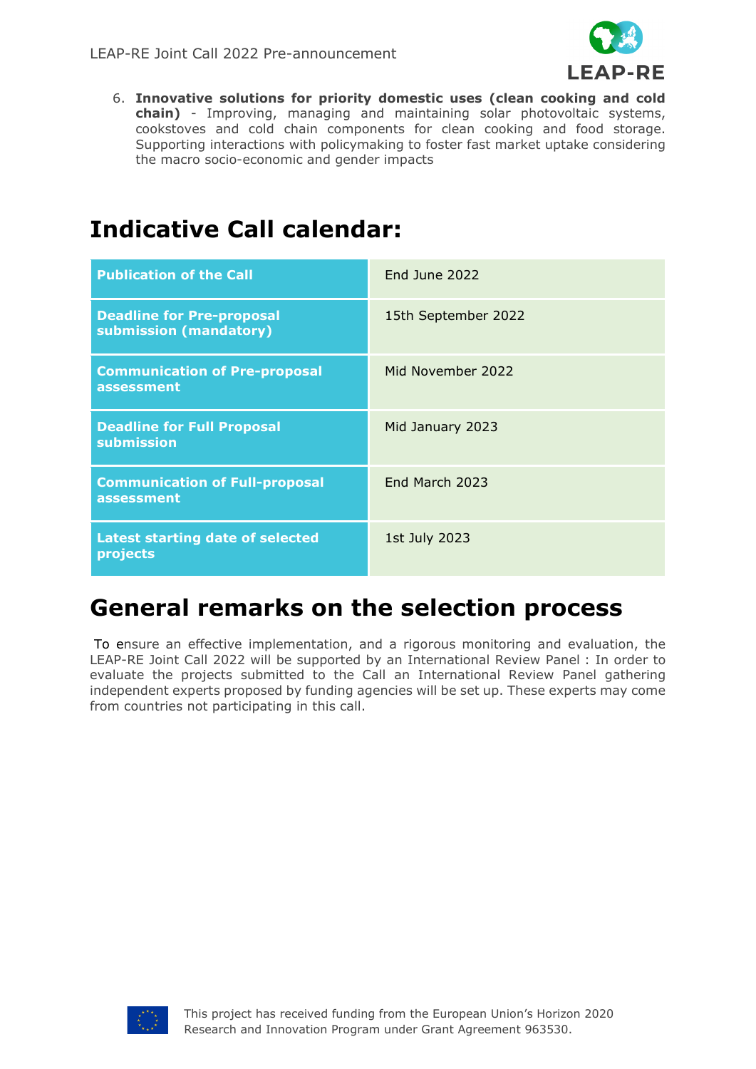6. **Innovative solutions for priority domestic uses (clean cooking and cold chain)** - Improving, managing and maintaining solar photovoltaic systems, cookstoves and cold chain components for clean cooking and food storage. Supporting interactions with policymaking to foster fast market uptake considering the macro socio-economic and gender impacts

# Indicative Call calendar:

| | |
|---|---|
| **Publication of the Call** | End June 2022 |
| **Deadline for Pre-proposal submission (mandatory)** | 15th September 2022 |
| **Communication of Pre-proposal assessment** | Mid November 2022 |
| **Deadline for Full Proposal submission** | Mid January 2023 |
| **Communication of Full-proposal assessment** | End March 2023 |
| **Latest starting date of selected projects** | 1st July 2023 |

# General remarks on the selection process

To ensure an effective implementation, and a rigorous monitoring and evaluation, the LEAP-RE Joint Call 2022 will be supported by an International Review Panel : In order to evaluate the projects submitted to the Call an International Review Panel gathering independent experts proposed by funding agencies will be set up. These experts may come from countries not participating in this call.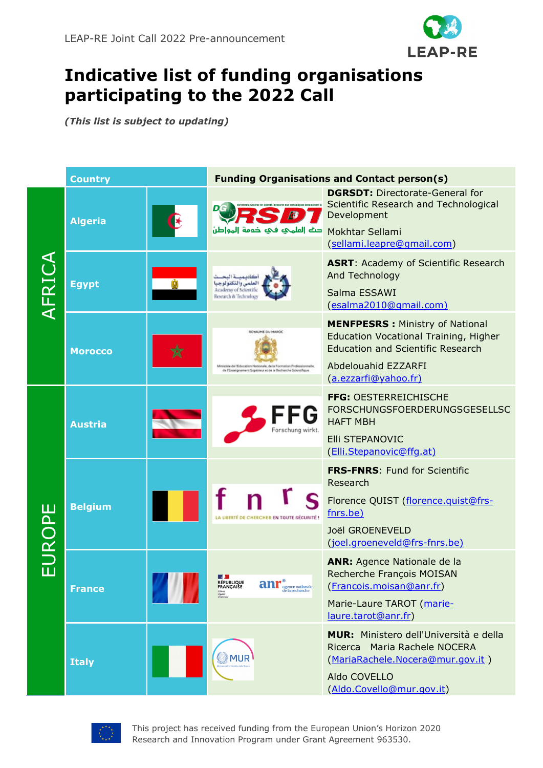# Indicative list of funding organisations participating to the 2022 Call

***(This list is subject to updating)***

| | Country | | Funding Organisations and Contact person(s) | |
|---|---|---|---|---|
| AFRICA | Algeria | | | **DGRSDT:** Directorate-General for Scientific Research and Technological Development<br><br>Mokhtar Sellami (sellami.leapre@gmail.com) |
| | Egypt | | | **ASRT**: Academy of Scientific Research And Technology<br><br>Salma ESSAWI (esalma2010@gmail.com) |
| | Morocco | | | **MENFPESRS :** Ministry of National Education Vocational Training, Higher Education and Scientific Research<br><br>Abdelouahid EZZARFI (a.ezzarfi@yahoo.fr) |
| EUROPE | Austria | | | **FFG:** OESTERREICHISCHE FORSCHUNGSFOERDERUNGSGESELLSCHAFT MBH<br><br>Elli STEPANOVIC (Elli.Stepanovic@ffg.at) |
| | Belgium | | | **FRS-FNRS**: Fund for Scientific Research<br><br>Florence QUIST (florence.quist@frs-fnrs.be)<br><br>Joël GROENEVELD (joel.groeneveld@frs-fnrs.be) |
| | France | | | **ANR:** Agence Nationale de la Recherche François MOISAN (Francois.moisan@anr.fr)<br><br>Marie-Laure TAROT (marie-laure.tarot@anr.fr) |
| | Italy | | | **MUR:** Ministero dell'Università e della Ricerca Maria Rachele NOCERA (MariaRachele.Nocera@mur.gov.it )<br><br>Aldo COVELLO (Aldo.Covello@mur.gov.it) |

This project has received funding from the European Union's Horizon 2020 Research and Innovation Program under Grant Agreement 963530.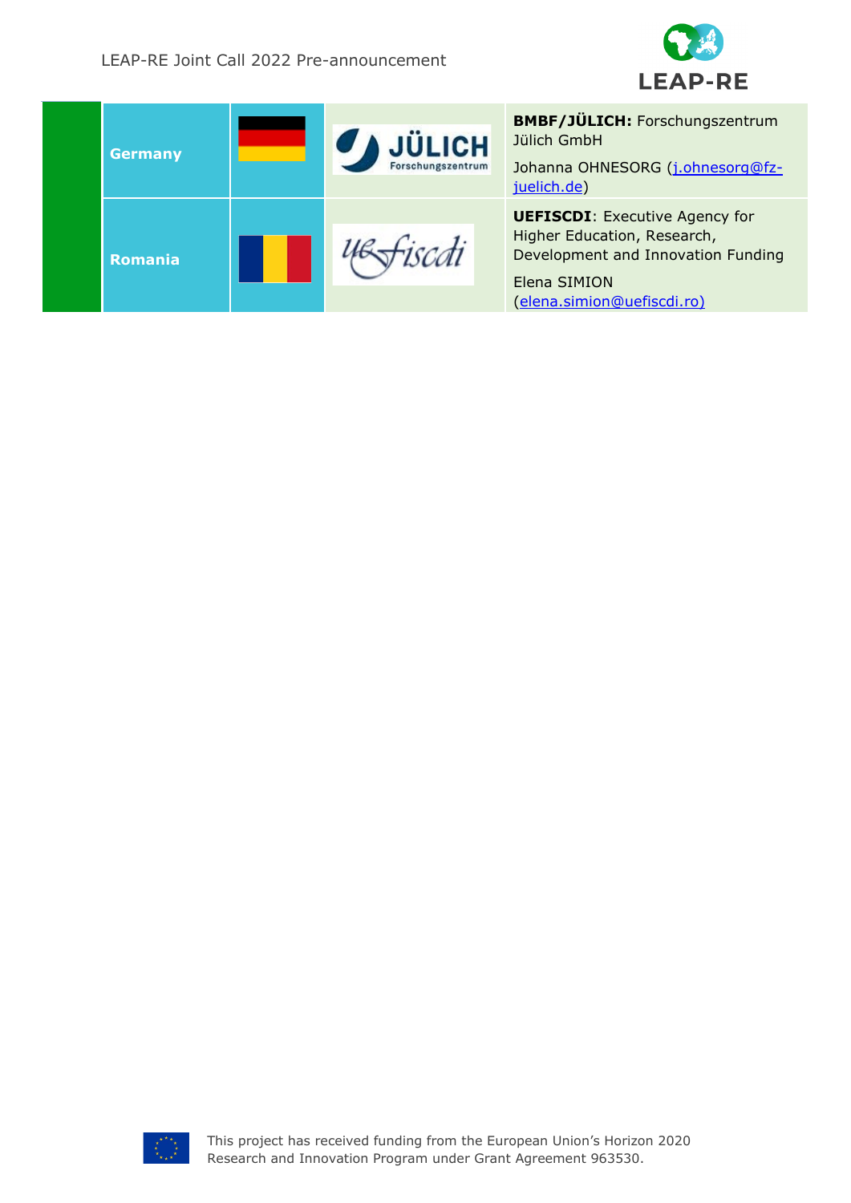| | | | | |
|---|---|---|---|---|
| | Germany | | | **BMBF/JÜLICH:** Forschungszentrum Jülich GmbH<br><br>Johanna OHNESORG (j.ohnesorg@fz-juelich.de) |
| | Romania | | | **UEFISCDI**: Executive Agency for Higher Education, Research, Development and Innovation Funding<br><br>Elena SIMION (elena.simion@uefiscdi.ro) |

This project has received funding from the European Union's Horizon 2020 Research and Innovation Program under Grant Agreement 963530.